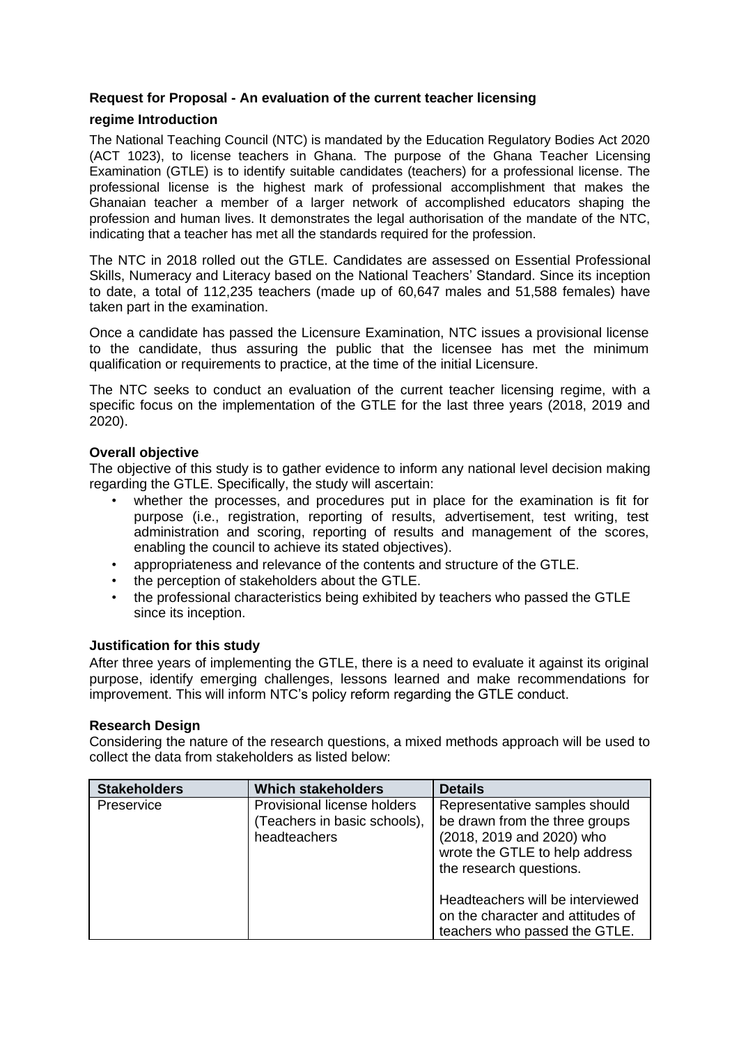**Request for Proposal - An evaluation of the current teacher licensing regime Introduction**

The National Teaching Council (NTC) is mandated by the Education Regulatory Bodies Act 2020 (ACT 1023), to license teachers in Ghana. The purpose of the Ghana Teacher Licensing Examination (GTLE) is to identify suitable candidates (teachers) for a professional license. The professional license is the highest mark of professional accomplishment that makes the Ghanaian teacher a member of a larger network of accomplished educators shaping the profession and human lives. It demonstrates the legal authorisation of the mandate of the NTC, indicating that a teacher has met all the standards required for the profession.

The NTC in 2018 rolled out the GTLE. Candidates are assessed on Essential Professional Skills, Numeracy and Literacy based on the National Teachers' Standard. Since its inception to date, a total of 112,235 teachers (made up of 60,647 males and 51,588 females) have taken part in the examination.

Once a candidate has passed the Licensure Examination, NTC issues a provisional license to the candidate, thus assuring the public that the licensee has met the minimum qualification or requirements to practice, at the time of the initial Licensure.

The NTC seeks to conduct an evaluation of the current teacher licensing regime, with a specific focus on the implementation of the GTLE for the last three years (2018, 2019 and 2020).

**Overall objective**

The objective of this study is to gather evidence to inform any national level decision making regarding the GTLE. Specifically, the study will ascertain:

- whether the processes, and procedures put in place for the examination is fit for purpose (i.e., registration, reporting of results, advertisement, test writing, test administration and scoring, reporting of results and management of the scores, enabling the council to achieve its stated objectives).
- appropriateness and relevance of the contents and structure of the GTLE.
- the perception of stakeholders about the GTLE.
- the professional characteristics being exhibited by teachers who passed the GTLE since its inception.

**Justification for this study**

After three years of implementing the GTLE, there is a need to evaluate it against its original purpose, identify emerging challenges, lessons learned and make recommendations for improvement. This will inform NTC's policy reform regarding the GTLE conduct.

**Research Design**

Considering the nature of the research questions, a mixed methods approach will be used to collect the data from stakeholders as listed below:

| Stakeholders | Which stakeholders | Details |
|---|---|---|
| Preservice | Provisional license holders (Teachers in basic schools), headteachers | Representative samples should be drawn from the three groups (2018, 2019 and 2020) who wrote the GTLE to help address the research questions.<br><br>Headteachers will be interviewed on the character and attitudes of teachers who passed the GTLE. |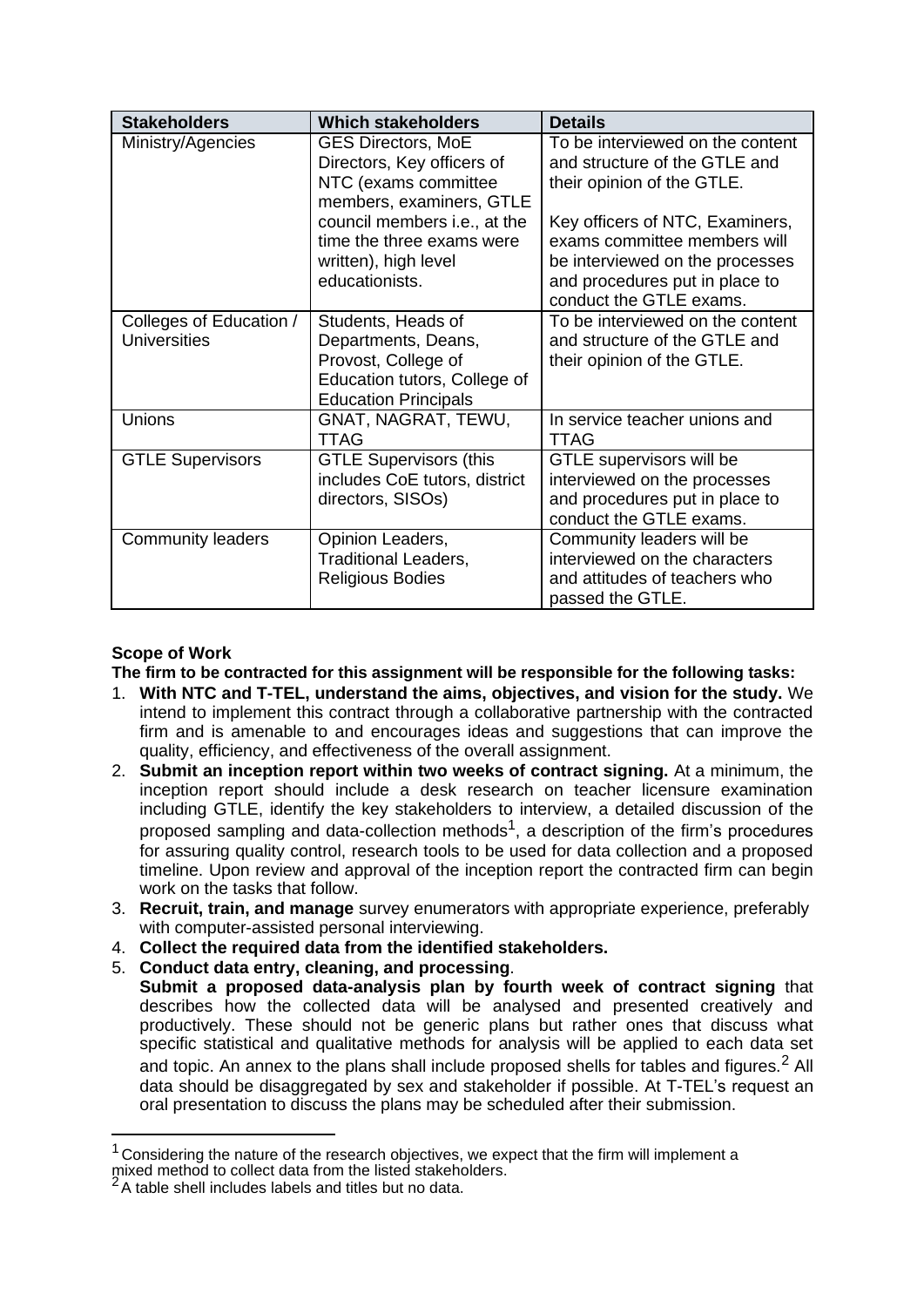| Stakeholders | Which stakeholders | Details |
|---|---|---|
| Ministry/Agencies | GES Directors, MoE Directors, Key officers of NTC (exams committee members, examiners, GTLE council members i.e., at the time the three exams were written), high level educationists. | To be interviewed on the content and structure of the GTLE and their opinion of the GTLE.<br><br>Key officers of NTC, Examiners, exams committee members will be interviewed on the processes and procedures put in place to conduct the GTLE exams. |
| Colleges of Education / Universities | Students, Heads of Departments, Deans, Provost, College of Education tutors, College of Education Principals | To be interviewed on the content and structure of the GTLE and their opinion of the GTLE. |
| Unions | GNAT, NAGRAT, TEWU, TTAG | In service teacher unions and TTAG |
| GTLE Supervisors | GTLE Supervisors (this includes CoE tutors, district directors, SISOs) | GTLE supervisors will be interviewed on the processes and procedures put in place to conduct the GTLE exams. |
| Community leaders | Opinion Leaders, Traditional Leaders, Religious Bodies | Community leaders will be interviewed on the characters and attitudes of teachers who passed the GTLE. |

**Scope of Work**

**The firm to be contracted for this assignment will be responsible for the following tasks:**

1. **With NTC and T-TEL, understand the aims, objectives, and vision for the study.** We intend to implement this contract through a collaborative partnership with the contracted firm and is amenable to and encourages ideas and suggestions that can improve the quality, efficiency, and effectiveness of the overall assignment.
2. **Submit an inception report within two weeks of contract signing.** At a minimum, the inception report should include a desk research on teacher licensure examination including GTLE, identify the key stakeholders to interview, a detailed discussion of the proposed sampling and data-collection methods[1], a description of the firm's procedures for assuring quality control, research tools to be used for data collection and a proposed timeline. Upon review and approval of the inception report the contracted firm can begin work on the tasks that follow.
3. **Recruit, train, and manage** survey enumerators with appropriate experience, preferably with computer-assisted personal interviewing.
4. **Collect the required data from the identified stakeholders.**
5. **Conduct data entry, cleaning, and processing**.
   **Submit a proposed data-analysis plan by fourth week of contract signing** that describes how the collected data will be analysed and presented creatively and productively. These should not be generic plans but rather ones that discuss what specific statistical and qualitative methods for analysis will be applied to each data set and topic. An annex to the plans shall include proposed shells for tables and figures.[2] All data should be disaggregated by sex and stakeholder if possible. At T-TEL's request an oral presentation to discuss the plans may be scheduled after their submission.

[1] Considering the nature of the research objectives, we expect that the firm will implement a mixed method to collect data from the listed stakeholders.

[2] A table shell includes labels and titles but no data.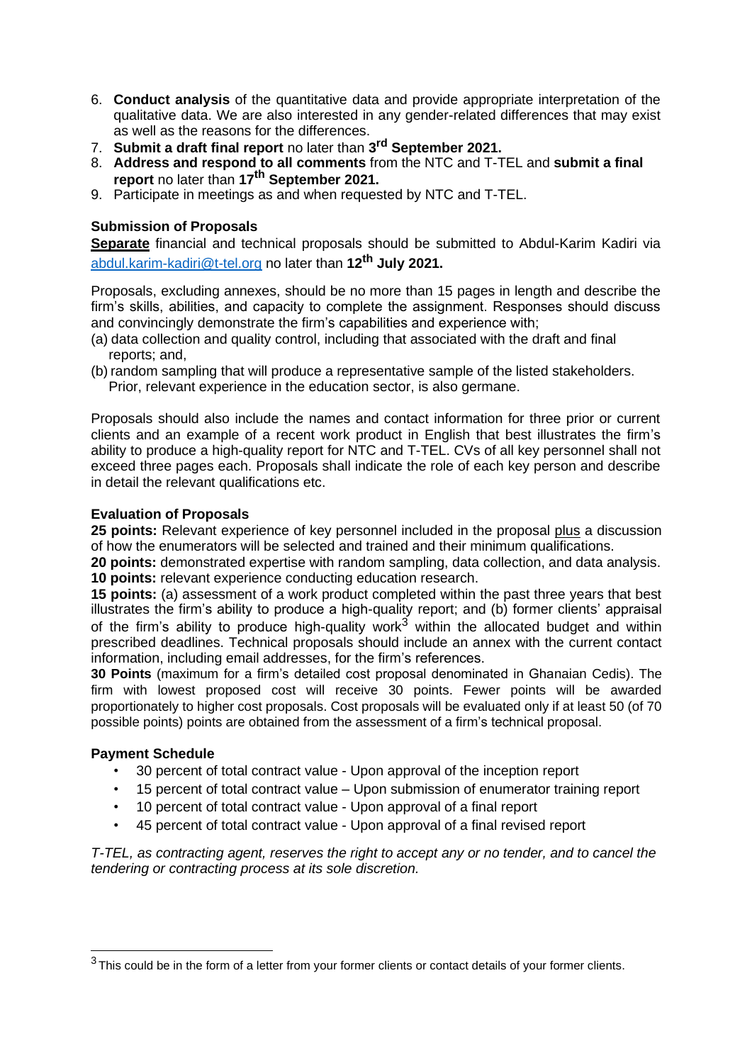6. **Conduct analysis** of the quantitative data and provide appropriate interpretation of the qualitative data. We are also interested in any gender-related differences that may exist as well as the reasons for the differences.
7. **Submit a draft final report** no later than **3rd September 2021.**
8. **Address and respond to all comments** from the NTC and T-TEL and **submit a final report** no later than **17th September 2021.**
9. Participate in meetings as and when requested by NTC and T-TEL.

**Submission of Proposals**

**Separate** financial and technical proposals should be submitted to Abdul-Karim Kadiri via abdul.karim-kadiri@t-tel.org no later than **12th July 2021.**

Proposals, excluding annexes, should be no more than 15 pages in length and describe the firm's skills, abilities, and capacity to complete the assignment. Responses should discuss and convincingly demonstrate the firm's capabilities and experience with;

(a) data collection and quality control, including that associated with the draft and final reports; and,

(b) random sampling that will produce a representative sample of the listed stakeholders. Prior, relevant experience in the education sector, is also germane.

Proposals should also include the names and contact information for three prior or current clients and an example of a recent work product in English that best illustrates the firm's ability to produce a high-quality report for NTC and T-TEL. CVs of all key personnel shall not exceed three pages each. Proposals shall indicate the role of each key person and describe in detail the relevant qualifications etc.

**Evaluation of Proposals**

**25 points:** Relevant experience of key personnel included in the proposal plus a discussion of how the enumerators will be selected and trained and their minimum qualifications.

**20 points:** demonstrated expertise with random sampling, data collection, and data analysis.

**10 points:** relevant experience conducting education research.

**15 points:** (a) assessment of a work product completed within the past three years that best illustrates the firm's ability to produce a high-quality report; and (b) former clients' appraisal of the firm's ability to produce high-quality work[3] within the allocated budget and within prescribed deadlines. Technical proposals should include an annex with the current contact information, including email addresses, for the firm's references.

**30 Points** (maximum for a firm's detailed cost proposal denominated in Ghanaian Cedis). The firm with lowest proposed cost will receive 30 points. Fewer points will be awarded proportionately to higher cost proposals. Cost proposals will be evaluated only if at least 50 (of 70 possible points) points are obtained from the assessment of a firm's technical proposal.

**Payment Schedule**

- 30 percent of total contract value - Upon approval of the inception report
- 15 percent of total contract value – Upon submission of enumerator training report
- 10 percent of total contract value - Upon approval of a final report
- 45 percent of total contract value - Upon approval of a final revised report

*T-TEL, as contracting agent, reserves the right to accept any or no tender, and to cancel the tendering or contracting process at its sole discretion.*

[3] This could be in the form of a letter from your former clients or contact details of your former clients.